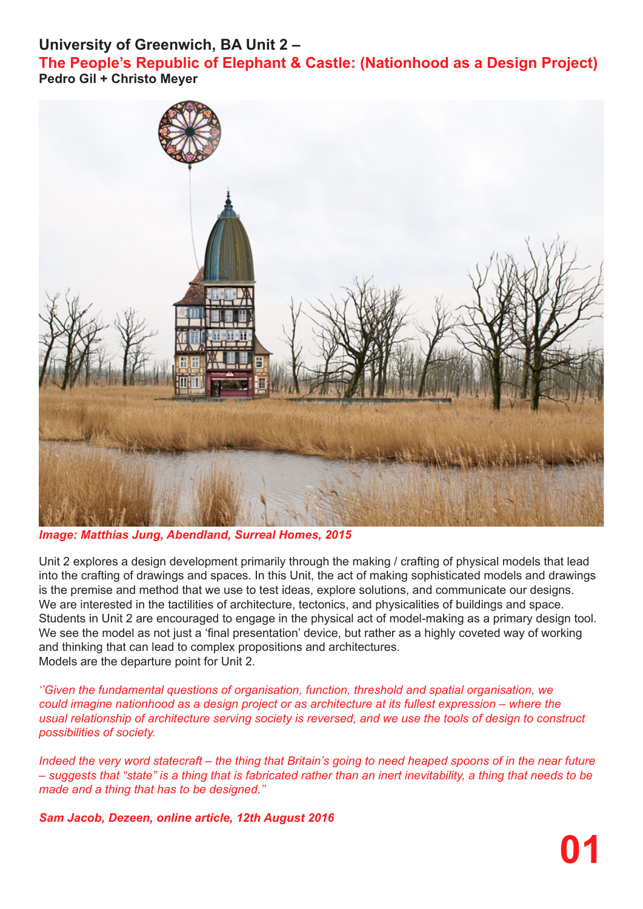# University of Greenwich, BA Unit 2 –
## The People's Republic of Elephant & Castle: (Nationhood as a Design Project)
**Pedro Gil + Christo Meyer**

***Image: Matthias Jung, Abendland, Surreal Homes, 2015***

Unit 2 explores a design development primarily through the making / crafting of physical models that lead into the crafting of drawings and spaces. In this Unit, the act of making sophisticated models and drawings is the premise and method that we use to test ideas, explore solutions, and communicate our designs. We are interested in the tactilities of architecture, tectonics, and physicalities of buildings and space. Students in Unit 2 are encouraged to engage in the physical act of model-making as a primary design tool. We see the model as not just a 'final presentation' device, but rather as a highly coveted way of working and thinking that can lead to complex propositions and architectures.
Models are the departure point for Unit 2.

*''Given the fundamental questions of organisation, function, threshold and spatial organisation, we could imagine nationhood as a design project or as architecture at its fullest expression – where the usual relationship of architecture serving society is reversed, and we use the tools of design to construct possibilities of society.*

*Indeed the very word statecraft – the thing that Britain's going to need heaped spoons of in the near future – suggests that "state" is a thing that is fabricated rather than an inert inevitability, a thing that needs to be made and a thing that has to be designed.''*

***Sam Jacob, Dezeen, online article, 12th August 2016***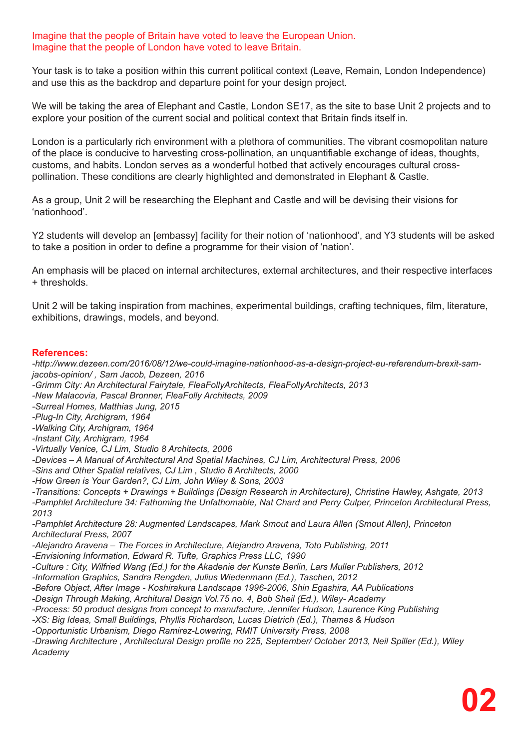Imagine that the people of Britain have voted to leave the European Union.
Imagine that the people of London have voted to leave Britain.

Your task is to take a position within this current political context (Leave, Remain, London Independence) and use this as the backdrop and departure point for your design project.

We will be taking the area of Elephant and Castle, London SE17, as the site to base Unit 2 projects and to explore your position of the current social and political context that Britain finds itself in.

London is a particularly rich environment with a plethora of communities. The vibrant cosmopolitan nature of the place is conducive to harvesting cross-pollination, an unquantifiable exchange of ideas, thoughts, customs, and habits. London serves as a wonderful hotbed that actively encourages cultural cross-pollination. These conditions are clearly highlighted and demonstrated in Elephant & Castle.

As a group, Unit 2 will be researching the Elephant and Castle and will be devising their visions for 'nationhood'.

Y2 students will develop an [embassy] facility for their notion of 'nationhood', and Y3 students will be asked to take a position in order to define a programme for their vision of 'nation'.

An emphasis will be placed on internal architectures, external architectures, and their respective interfaces + thresholds.

Unit 2 will be taking inspiration from machines, experimental buildings, crafting techniques, film, literature, exhibitions, drawings, models, and beyond.

**References:**

*-http://www.dezeen.com/2016/08/12/we-could-imagine-nationhood-as-a-design-project-eu-referendum-brexit-sam-jacobs-opinion/ , Sam Jacob, Dezeen, 2016*
*-Grimm City: An Architectural Fairytale, FleaFollyArchitects, FleaFollyArchitects, 2013*
*-New Malacovia, Pascal Bronner, FleaFolly Architects, 2009*
*-Surreal Homes, Matthias Jung, 2015*
*-Plug-In City, Archigram, 1964*
*-Walking City, Archigram, 1964*
*-Instant City, Archigram, 1964*
*-Virtually Venice, CJ Lim, Studio 8 Architects, 2006*
*-Devices – A Manual of Architectural And Spatial Machines, CJ Lim, Architectural Press, 2006*
*-Sins and Other Spatial relatives, CJ Lim , Studio 8 Architects, 2000*
*-How Green is Your Garden?, CJ Lim, John Wiley & Sons, 2003*
*-Transitions: Concepts + Drawings + Buildings (Design Research in Architecture), Christine Hawley, Ashgate, 2013*
*-Pamphlet Architecture 34: Fathoming the Unfathomable, Nat Chard and Perry Culper, Princeton Architectural Press, 2013*
*-Pamphlet Architecture 28: Augmented Landscapes, Mark Smout and Laura Allen (Smout Allen), Princeton Architectural Press, 2007*
*-Alejandro Aravena – The Forces in Architecture, Alejandro Aravena, Toto Publishing, 2011*
*-Envisioning Information, Edward R. Tufte, Graphics Press LLC, 1990*
*-Culture : City, Wilfried Wang (Ed.) for the Akadenie der Kunste Berlin, Lars Muller Publishers, 2012*
*-Information Graphics, Sandra Rengden, Julius Wiedenmann (Ed.), Taschen, 2012*
*-Before Object, After Image - Koshirakura Landscape 1996-2006, Shin Egashira, AA Publications*
*-Design Through Making, Architural Design Vol.75 no. 4, Bob Sheil (Ed.), Wiley- Academy*
*-Process: 50 product designs from concept to manufacture, Jennifer Hudson, Laurence King Publishing*
*-XS: Big Ideas, Small Buildings, Phyllis Richardson, Lucas Dietrich (Ed.), Thames & Hudson*
*-Opportunistic Urbanism, Diego Ramirez-Lowering, RMIT University Press, 2008*
*-Drawing Architecture , Architectural Design profile no 225, September/ October 2013, Neil Spiller (Ed.), Wiley Academy*